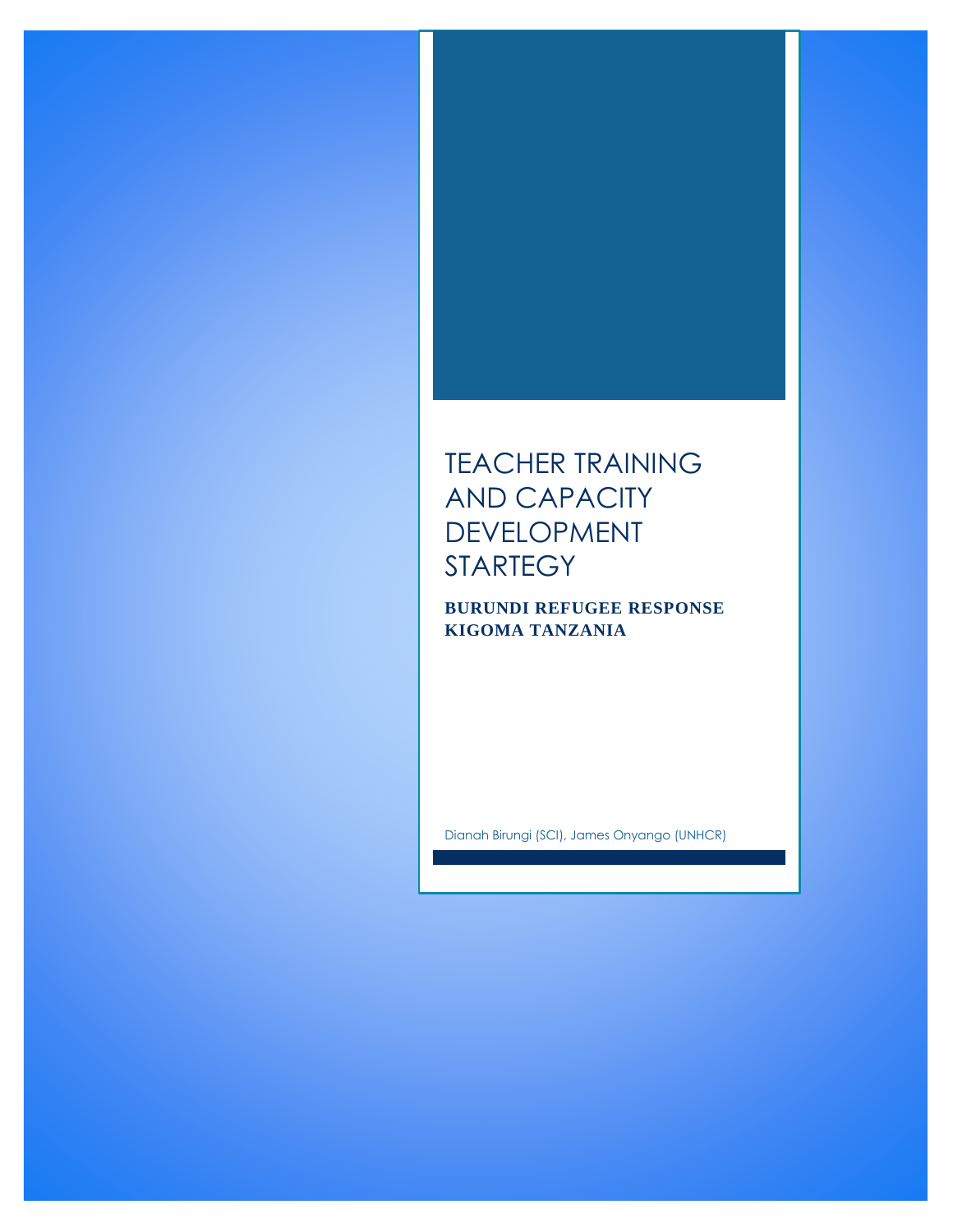# TEACHER TRAINING AND CAPACITY DEVELOPMENT STARTEGY

**BURUNDI REFUGEE RESPONSE**
**KIGOMA TANZANIA**

Dianah Birungi (SCI), James Onyango (UNHCR)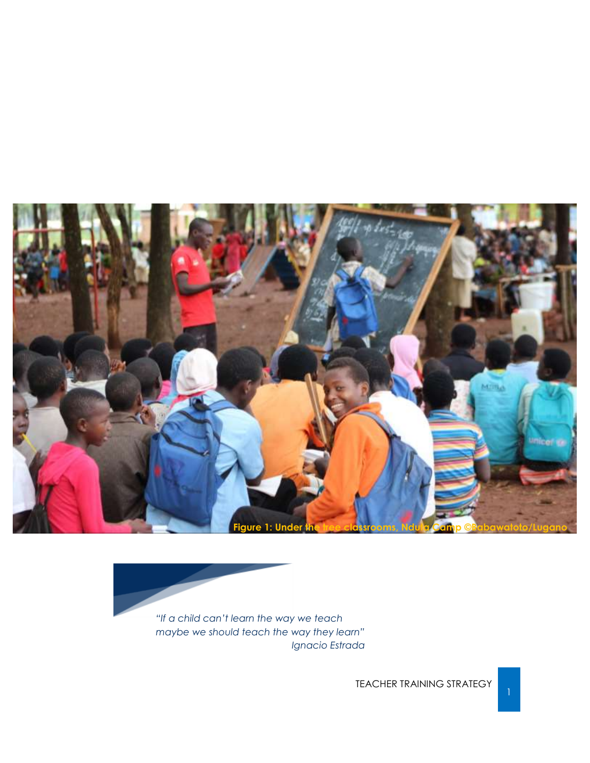Figure 1: Under the tree classrooms, Nduta Camp ©Babawatoto/Lugano

*"If a child can't learn the way we teach*
*maybe we should teach the way they learn"*
*Ignacio Estrada*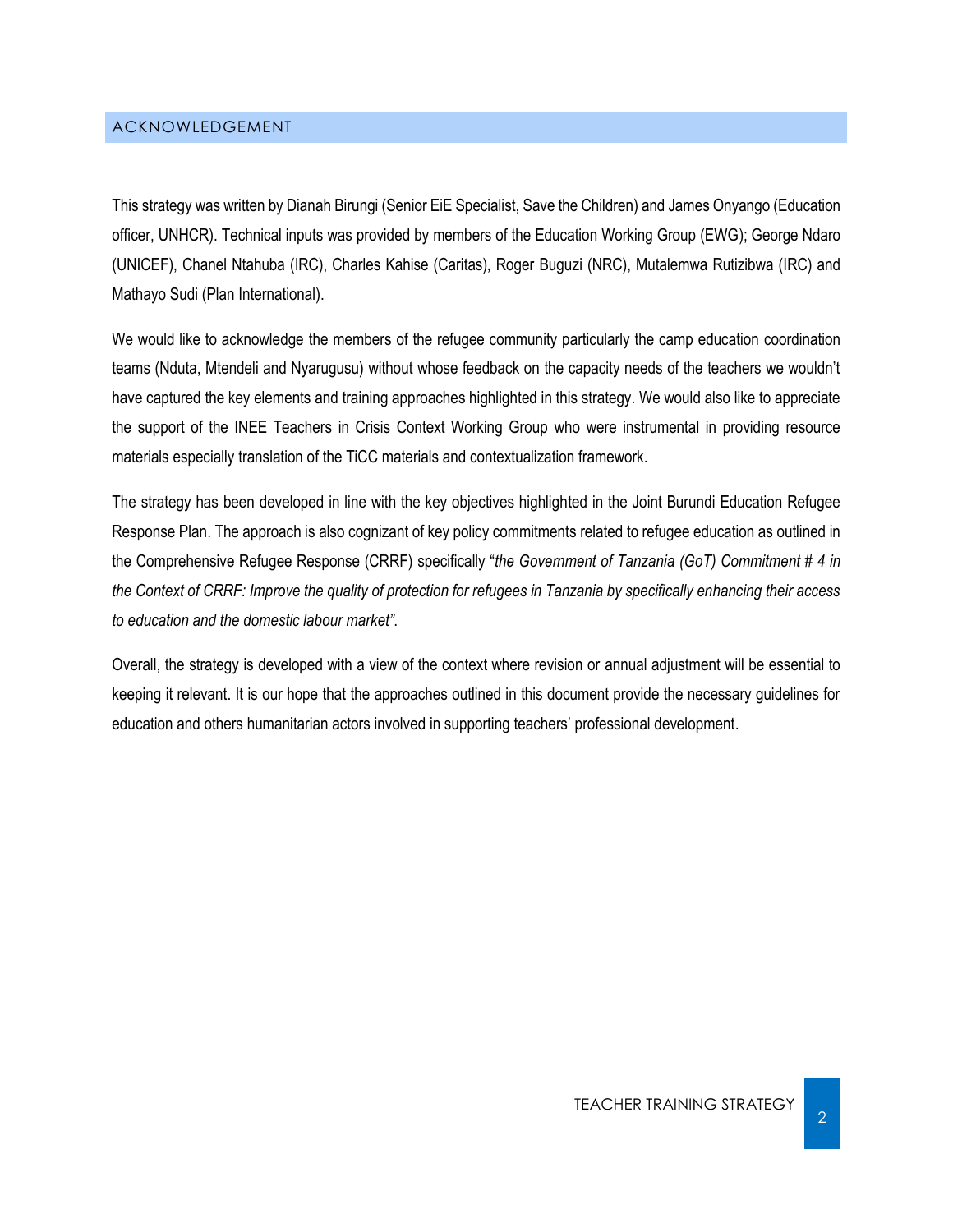## ACKNOWLEDGEMENT

This strategy was written by Dianah Birungi (Senior EiE Specialist, Save the Children) and James Onyango (Education officer, UNHCR). Technical inputs was provided by members of the Education Working Group (EWG); George Ndaro (UNICEF), Chanel Ntahuba (IRC), Charles Kahise (Caritas), Roger Buguzi (NRC), Mutalemwa Rutizibwa (IRC) and Mathayo Sudi (Plan International).

We would like to acknowledge the members of the refugee community particularly the camp education coordination teams (Nduta, Mtendeli and Nyarugusu) without whose feedback on the capacity needs of the teachers we wouldn't have captured the key elements and training approaches highlighted in this strategy. We would also like to appreciate the support of the INEE Teachers in Crisis Context Working Group who were instrumental in providing resource materials especially translation of the TiCC materials and contextualization framework.

The strategy has been developed in line with the key objectives highlighted in the Joint Burundi Education Refugee Response Plan. The approach is also cognizant of key policy commitments related to refugee education as outlined in the Comprehensive Refugee Response (CRRF) specifically "*the Government of Tanzania (GoT) Commitment # 4 in the Context of CRRF: Improve the quality of protection for refugees in Tanzania by specifically enhancing their access to education and the domestic labour market"*.

Overall, the strategy is developed with a view of the context where revision or annual adjustment will be essential to keeping it relevant. It is our hope that the approaches outlined in this document provide the necessary guidelines for education and others humanitarian actors involved in supporting teachers' professional development.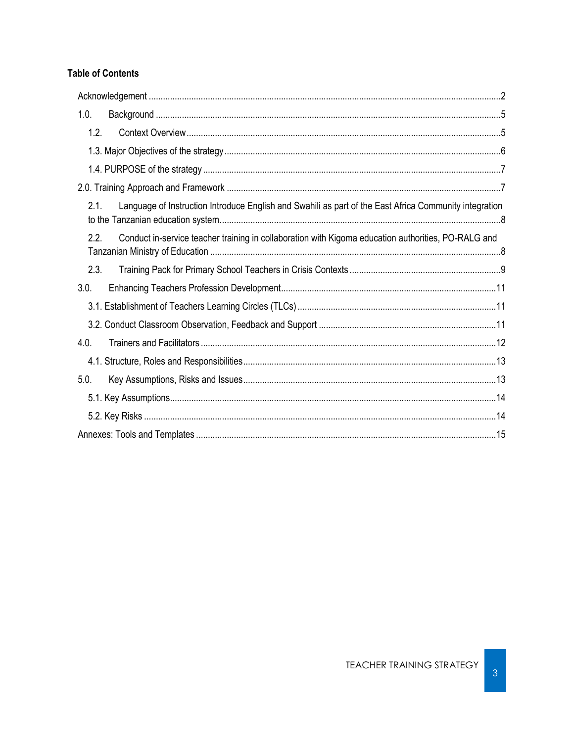**Table of Contents**

Acknowledgement ....... 2

1.0. Background ....... 5

- 1.2. Context Overview ....... 5
- 1.3. Major Objectives of the strategy ....... 6
- 1.4. PURPOSE of the strategy ....... 7

2.0. Training Approach and Framework ....... 7

- 2.1. Language of Instruction Introduce English and Swahili as part of the East Africa Community integration to the Tanzanian education system. ....... 8
- 2.2. Conduct in-service teacher training in collaboration with Kigoma education authorities, PO-RALG and Tanzanian Ministry of Education ....... 8
- 2.3. Training Pack for Primary School Teachers in Crisis Contexts ....... 9

3.0. Enhancing Teachers Profession Development ....... 11

- 3.1. Establishment of Teachers Learning Circles (TLCs) ....... 11
- 3.2. Conduct Classroom Observation, Feedback and Support ....... 11

4.0. Trainers and Facilitators ....... 12

- 4.1. Structure, Roles and Responsibilities ....... 13

5.0. Key Assumptions, Risks and Issues ....... 13

- 5.1. Key Assumptions ....... 14
- 5.2. Key Risks ....... 14

Annexes: Tools and Templates ....... 15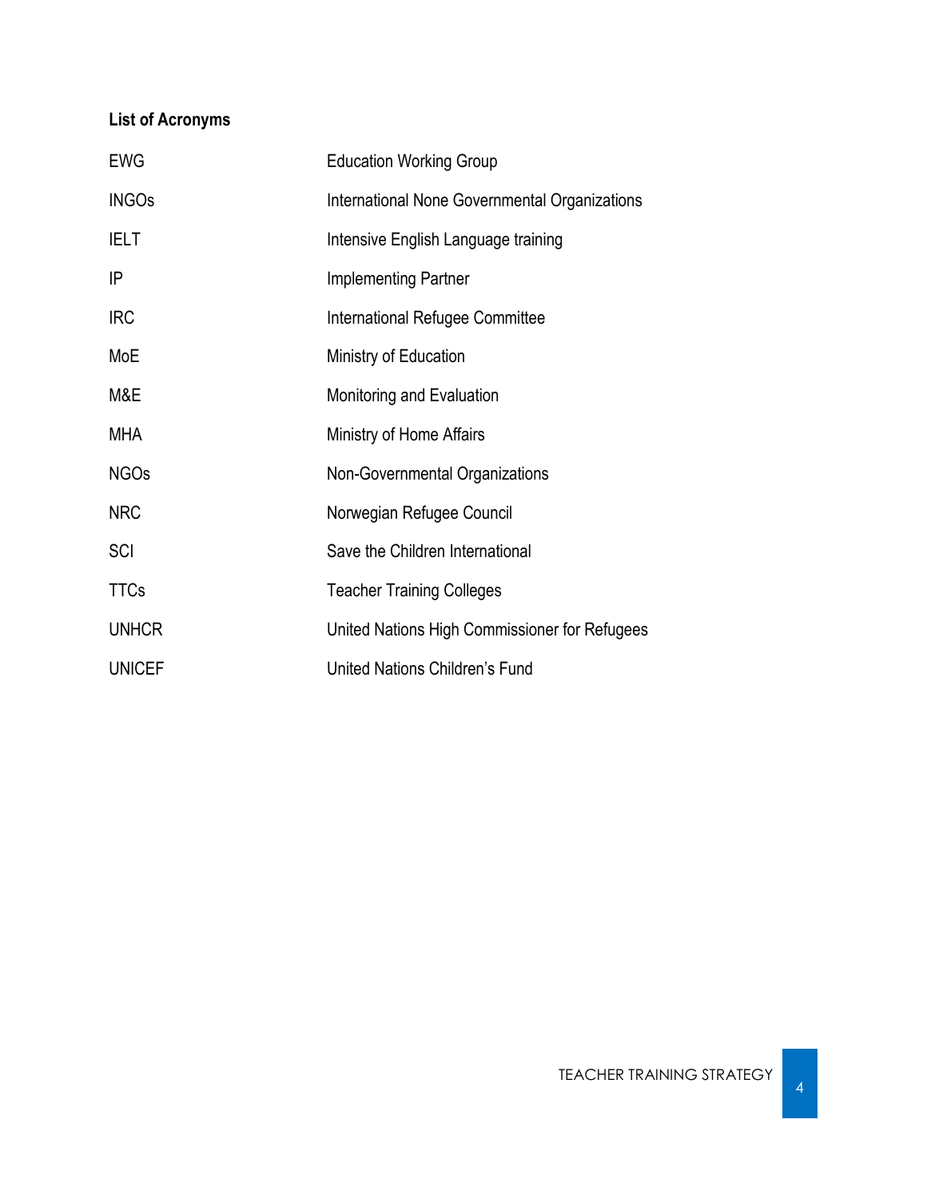**List of Acronyms**

| | |
|---|---|
| EWG | Education Working Group |
| INGOs | International None Governmental Organizations |
| IELT | Intensive English Language training |
| IP | Implementing Partner |
| IRC | International Refugee Committee |
| MoE | Ministry of Education |
| M&E | Monitoring and Evaluation |
| MHA | Ministry of Home Affairs |
| NGOs | Non-Governmental Organizations |
| NRC | Norwegian Refugee Council |
| SCI | Save the Children International |
| TTCs | Teacher Training Colleges |
| UNHCR | United Nations High Commissioner for Refugees |
| UNICEF | United Nations Children's Fund |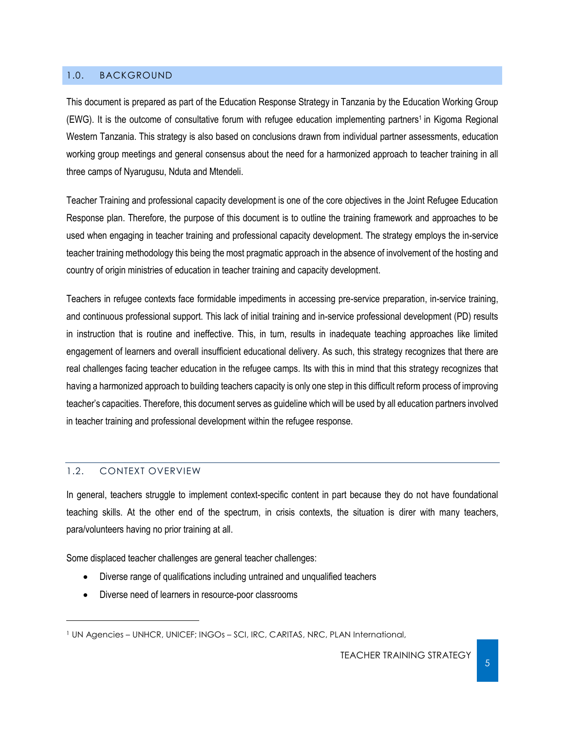## 1.0. BACKGROUND

This document is prepared as part of the Education Response Strategy in Tanzania by the Education Working Group (EWG). It is the outcome of consultative forum with refugee education implementing partners[1] in Kigoma Regional Western Tanzania. This strategy is also based on conclusions drawn from individual partner assessments, education working group meetings and general consensus about the need for a harmonized approach to teacher training in all three camps of Nyarugusu, Nduta and Mtendeli.

Teacher Training and professional capacity development is one of the core objectives in the Joint Refugee Education Response plan. Therefore, the purpose of this document is to outline the training framework and approaches to be used when engaging in teacher training and professional capacity development. The strategy employs the in-service teacher training methodology this being the most pragmatic approach in the absence of involvement of the hosting and country of origin ministries of education in teacher training and capacity development.

Teachers in refugee contexts face formidable impediments in accessing pre-service preparation, in-service training, and continuous professional support. This lack of initial training and in-service professional development (PD) results in instruction that is routine and ineffective. This, in turn, results in inadequate teaching approaches like limited engagement of learners and overall insufficient educational delivery. As such, this strategy recognizes that there are real challenges facing teacher education in the refugee camps. Its with this in mind that this strategy recognizes that having a harmonized approach to building teachers capacity is only one step in this difficult reform process of improving teacher's capacities. Therefore, this document serves as guideline which will be used by all education partners involved in teacher training and professional development within the refugee response.

## 1.2. CONTEXT OVERVIEW

In general, teachers struggle to implement context-specific content in part because they do not have foundational teaching skills. At the other end of the spectrum, in crisis contexts, the situation is direr with many teachers, para/volunteers having no prior training at all.

Some displaced teacher challenges are general teacher challenges:

- Diverse range of qualifications including untrained and unqualified teachers
- Diverse need of learners in resource-poor classrooms

---

[1] UN Agencies – UNHCR, UNICEF; INGOs – SCI, IRC, CARITAS, NRC, PLAN International,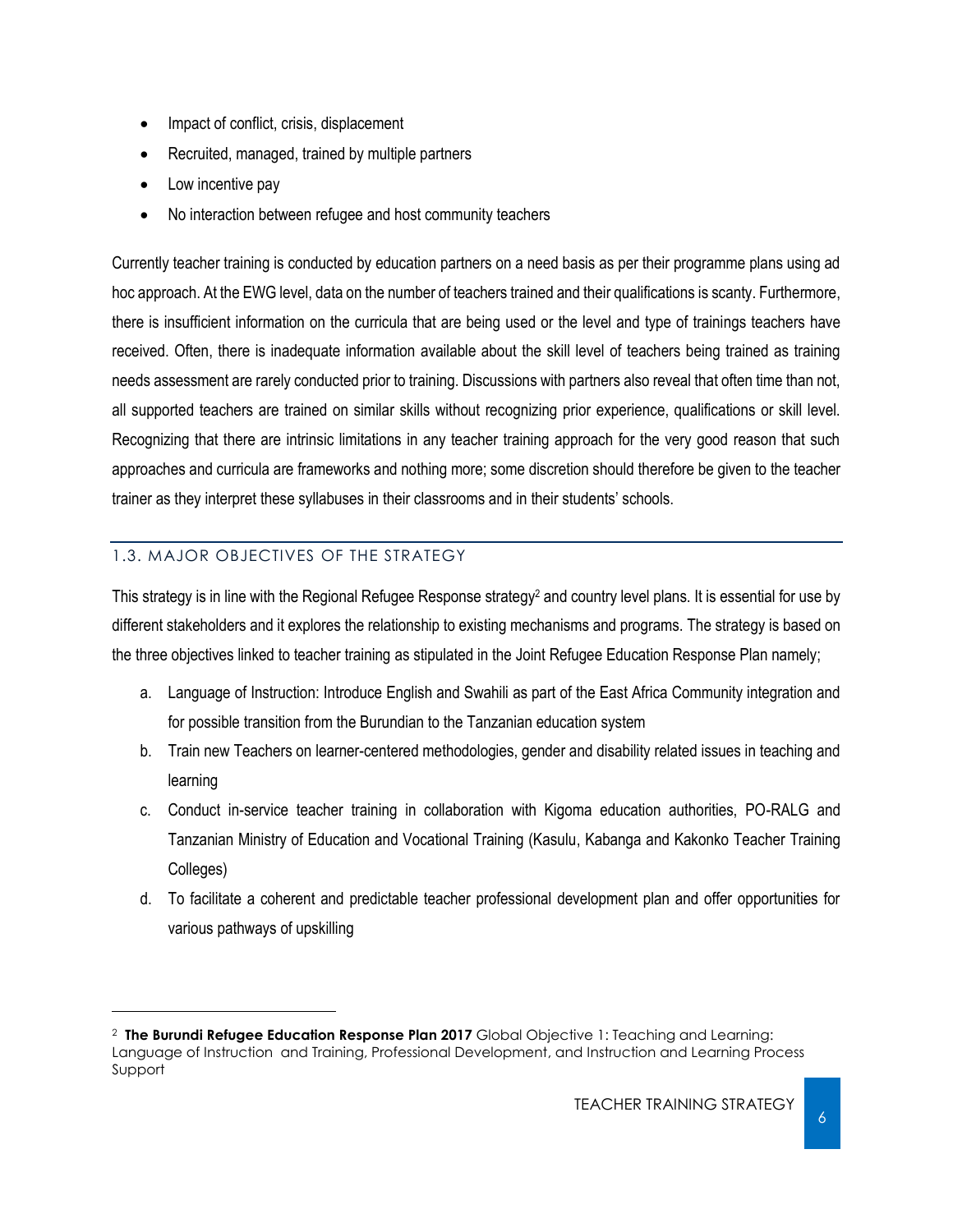- Impact of conflict, crisis, displacement
- Recruited, managed, trained by multiple partners
- Low incentive pay
- No interaction between refugee and host community teachers

Currently teacher training is conducted by education partners on a need basis as per their programme plans using ad hoc approach. At the EWG level, data on the number of teachers trained and their qualifications is scanty. Furthermore, there is insufficient information on the curricula that are being used or the level and type of trainings teachers have received. Often, there is inadequate information available about the skill level of teachers being trained as training needs assessment are rarely conducted prior to training. Discussions with partners also reveal that often time than not, all supported teachers are trained on similar skills without recognizing prior experience, qualifications or skill level. Recognizing that there are intrinsic limitations in any teacher training approach for the very good reason that such approaches and curricula are frameworks and nothing more; some discretion should therefore be given to the teacher trainer as they interpret these syllabuses in their classrooms and in their students' schools.

## 1.3. MAJOR OBJECTIVES OF THE STRATEGY

This strategy is in line with the Regional Refugee Response strategy[2] and country level plans. It is essential for use by different stakeholders and it explores the relationship to existing mechanisms and programs. The strategy is based on the three objectives linked to teacher training as stipulated in the Joint Refugee Education Response Plan namely;

a. Language of Instruction: Introduce English and Swahili as part of the East Africa Community integration and for possible transition from the Burundian to the Tanzanian education system
b. Train new Teachers on learner-centered methodologies, gender and disability related issues in teaching and learning
c. Conduct in-service teacher training in collaboration with Kigoma education authorities, PO-RALG and Tanzanian Ministry of Education and Vocational Training (Kasulu, Kabanga and Kakonko Teacher Training Colleges)
d. To facilitate a coherent and predictable teacher professional development plan and offer opportunities for various pathways of upskilling

[2] **The Burundi Refugee Education Response Plan 2017** Global Objective 1: Teaching and Learning: Language of Instruction and Training, Professional Development, and Instruction and Learning Process Support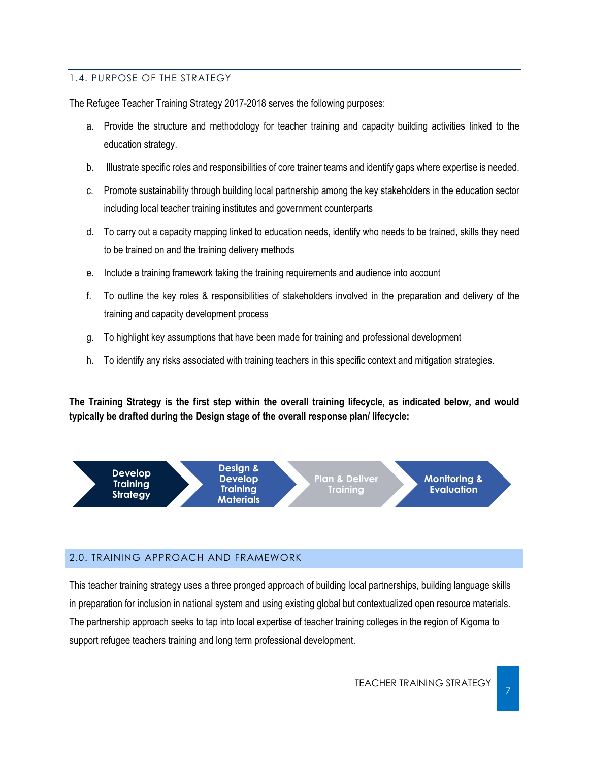### 1.4. PURPOSE OF THE STRATEGY

The Refugee Teacher Training Strategy 2017-2018 serves the following purposes:

a. Provide the structure and methodology for teacher training and capacity building activities linked to the education strategy.

b. Illustrate specific roles and responsibilities of core trainer teams and identify gaps where expertise is needed.

c. Promote sustainability through building local partnership among the key stakeholders in the education sector including local teacher training institutes and government counterparts

d. To carry out a capacity mapping linked to education needs, identify who needs to be trained, skills they need to be trained on and the training delivery methods

e. Include a training framework taking the training requirements and audience into account

f. To outline the key roles & responsibilities of stakeholders involved in the preparation and delivery of the training and capacity development process

g. To highlight key assumptions that have been made for training and professional development

h. To identify any risks associated with training teachers in this specific context and mitigation strategies.

**The Training Strategy is the first step within the overall training lifecycle, as indicated below, and would typically be drafted during the Design stage of the overall response plan/ lifecycle:**

Develop Training Strategy → Design & Develop Training Materials → Plan & Deliver Training → Monitoring & Evaluation

## 2.0. TRAINING APPROACH AND FRAMEWORK

This teacher training strategy uses a three pronged approach of building local partnerships, building language skills in preparation for inclusion in national system and using existing global but contextualized open resource materials. The partnership approach seeks to tap into local expertise of teacher training colleges in the region of Kigoma to support refugee teachers training and long term professional development.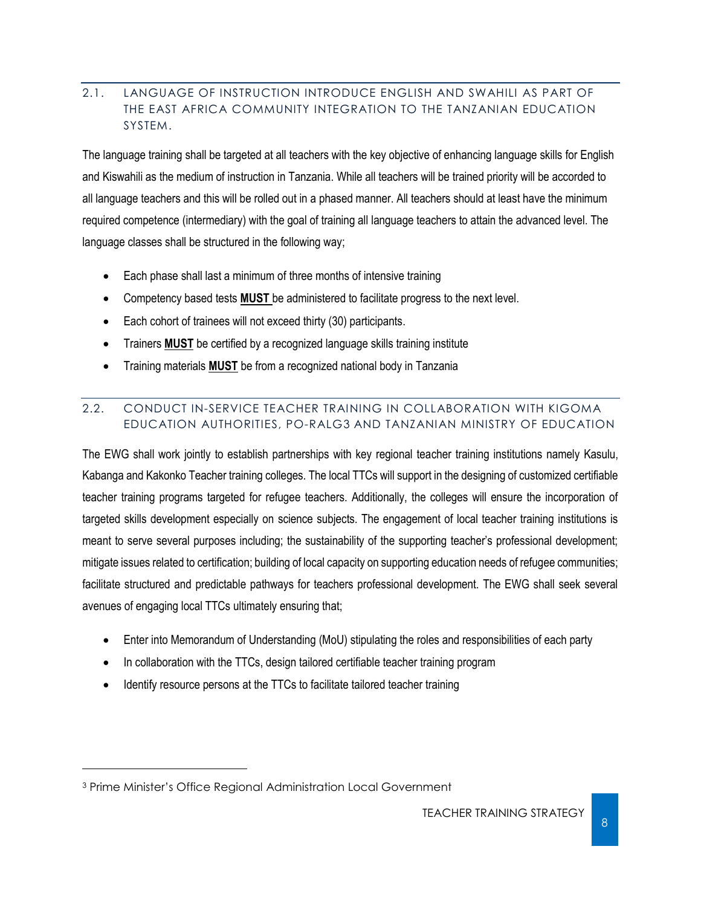## 2.1. LANGUAGE OF INSTRUCTION INTRODUCE ENGLISH AND SWAHILI AS PART OF THE EAST AFRICA COMMUNITY INTEGRATION TO THE TANZANIAN EDUCATION SYSTEM.

The language training shall be targeted at all teachers with the key objective of enhancing language skills for English and Kiswahili as the medium of instruction in Tanzania. While all teachers will be trained priority will be accorded to all language teachers and this will be rolled out in a phased manner. All teachers should at least have the minimum required competence (intermediary) with the goal of training all language teachers to attain the advanced level. The language classes shall be structured in the following way;

- Each phase shall last a minimum of three months of intensive training
- Competency based tests **MUST** be administered to facilitate progress to the next level.
- Each cohort of trainees will not exceed thirty (30) participants.
- Trainers **MUST** be certified by a recognized language skills training institute
- Training materials **MUST** be from a recognized national body in Tanzania

## 2.2. CONDUCT IN-SERVICE TEACHER TRAINING IN COLLABORATION WITH KIGOMA EDUCATION AUTHORITIES, PO-RALG[3] AND TANZANIAN MINISTRY OF EDUCATION

The EWG shall work jointly to establish partnerships with key regional teacher training institutions namely Kasulu, Kabanga and Kakonko Teacher training colleges. The local TTCs will support in the designing of customized certifiable teacher training programs targeted for refugee teachers. Additionally, the colleges will ensure the incorporation of targeted skills development especially on science subjects. The engagement of local teacher training institutions is meant to serve several purposes including; the sustainability of the supporting teacher's professional development; mitigate issues related to certification; building of local capacity on supporting education needs of refugee communities; facilitate structured and predictable pathways for teachers professional development. The EWG shall seek several avenues of engaging local TTCs ultimately ensuring that;

- Enter into Memorandum of Understanding (MoU) stipulating the roles and responsibilities of each party
- In collaboration with the TTCs, design tailored certifiable teacher training program
- Identify resource persons at the TTCs to facilitate tailored teacher training

[3] Prime Minister's Office Regional Administration Local Government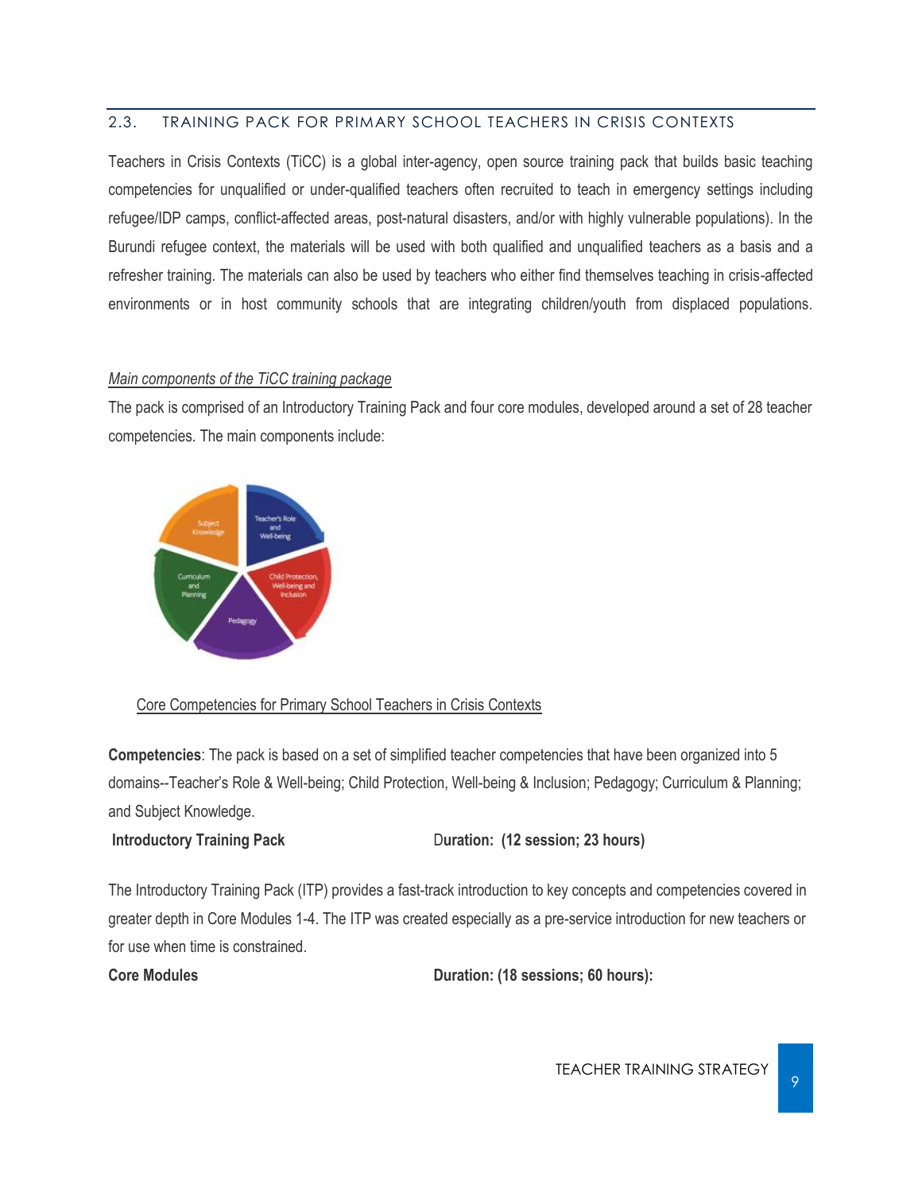## 2.3. TRAINING PACK FOR PRIMARY SCHOOL TEACHERS IN CRISIS CONTEXTS

Teachers in Crisis Contexts (TiCC) is a global inter-agency, open source training pack that builds basic teaching competencies for unqualified or under-qualified teachers often recruited to teach in emergency settings including refugee/IDP camps, conflict-affected areas, post-natural disasters, and/or with highly vulnerable populations). In the Burundi refugee context, the materials will be used with both qualified and unqualified teachers as a basis and a refresher training. The materials can also be used by teachers who either find themselves teaching in crisis-affected environments or in host community schools that are integrating children/youth from displaced populations.

*Main components of the TiCC training package*

The pack is comprised of an Introductory Training Pack and four core modules, developed around a set of 28 teacher competencies. The main components include:

Core Competencies for Primary School Teachers in Crisis Contexts

**Competencies**: The pack is based on a set of simplified teacher competencies that have been organized into 5 domains--Teacher's Role & Well-being; Child Protection, Well-being & Inclusion; Pedagogy; Curriculum & Planning; and Subject Knowledge.

**Introductory Training Pack** **Duration: (12 session; 23 hours)**

The Introductory Training Pack (ITP) provides a fast-track introduction to key concepts and competencies covered in greater depth in Core Modules 1-4. The ITP was created especially as a pre-service introduction for new teachers or for use when time is constrained.

**Core Modules** **Duration: (18 sessions; 60 hours):**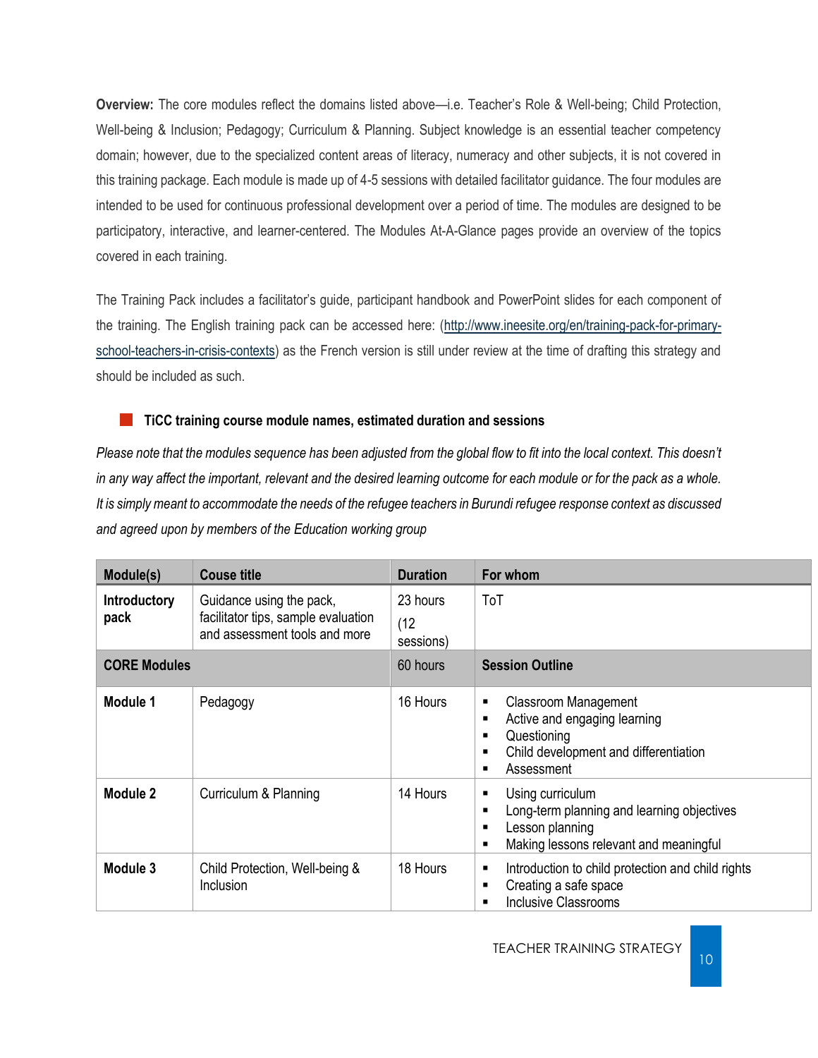**Overview:** The core modules reflect the domains listed above—i.e. Teacher's Role & Well-being; Child Protection, Well-being & Inclusion; Pedagogy; Curriculum & Planning. Subject knowledge is an essential teacher competency domain; however, due to the specialized content areas of literacy, numeracy and other subjects, it is not covered in this training package. Each module is made up of 4-5 sessions with detailed facilitator guidance. The four modules are intended to be used for continuous professional development over a period of time. The modules are designed to be participatory, interactive, and learner-centered. The Modules At-A-Glance pages provide an overview of the topics covered in each training.

The Training Pack includes a facilitator's guide, participant handbook and PowerPoint slides for each component of the training. The English training pack can be accessed here: (http://www.ineesite.org/en/training-pack-for-primary-school-teachers-in-crisis-contexts) as the French version is still under review at the time of drafting this strategy and should be included as such.

### TiCC training course module names, estimated duration and sessions

*Please note that the modules sequence has been adjusted from the global flow to fit into the local context. This doesn't in any way affect the important, relevant and the desired learning outcome for each module or for the pack as a whole. It is simply meant to accommodate the needs of the refugee teachers in Burundi refugee response context as discussed and agreed upon by members of the Education working group*

| Module(s) | Couse title | Duration | For whom |
|---|---|---|---|
| **Introductory pack** | Guidance using the pack, facilitator tips, sample evaluation and assessment tools and more | 23 hours (12 sessions) | ToT |
| **CORE Modules** | | 60 hours | **Session Outline** |
| **Module 1** | Pedagogy | 16 Hours | ▪ Classroom Management<br>▪ Active and engaging learning<br>▪ Questioning<br>▪ Child development and differentiation<br>▪ Assessment |
| **Module 2** | Curriculum & Planning | 14 Hours | ▪ Using curriculum<br>▪ Long-term planning and learning objectives<br>▪ Lesson planning<br>▪ Making lessons relevant and meaningful |
| **Module 3** | Child Protection, Well-being & Inclusion | 18 Hours | ▪ Introduction to child protection and child rights<br>▪ Creating a safe space<br>▪ Inclusive Classrooms |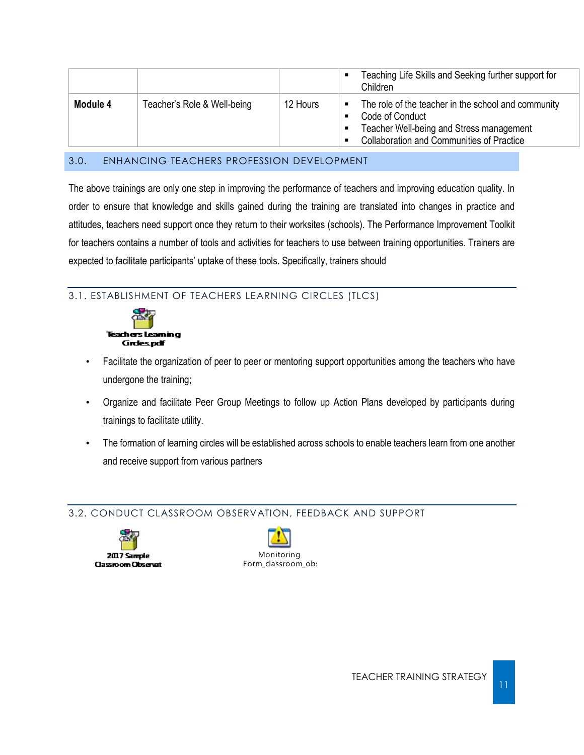| | | | |
|---|---|---|---|
| | | | ▪ Teaching Life Skills and Seeking further support for Children |
| **Module 4** | Teacher's Role & Well-being | 12 Hours | ▪ The role of the teacher in the school and community<br>▪ Code of Conduct<br>▪ Teacher Well-being and Stress management<br>▪ Collaboration and Communities of Practice |

## 3.0. ENHANCING TEACHERS PROFESSION DEVELOPMENT

The above trainings are only one step in improving the performance of teachers and improving education quality. In order to ensure that knowledge and skills gained during the training are translated into changes in practice and attitudes, teachers need support once they return to their worksites (schools). The Performance Improvement Toolkit for teachers contains a number of tools and activities for teachers to use between training opportunities. Trainers are expected to facilitate participants' uptake of these tools. Specifically, trainers should

### 3.1. ESTABLISHMENT OF TEACHERS LEARNING CIRCLES (TLCS)

Teachers Learning Circles.pdf

- Facilitate the organization of peer to peer or mentoring support opportunities among the teachers who have undergone the training;
- Organize and facilitate Peer Group Meetings to follow up Action Plans developed by participants during trainings to facilitate utility.
- The formation of learning circles will be established across schools to enable teachers learn from one another and receive support from various partners

### 3.2. CONDUCT CLASSROOM OBSERVATION, FEEDBACK AND SUPPORT

2017 Sample Classroom Observat

Monitoring Form_classroom_ob: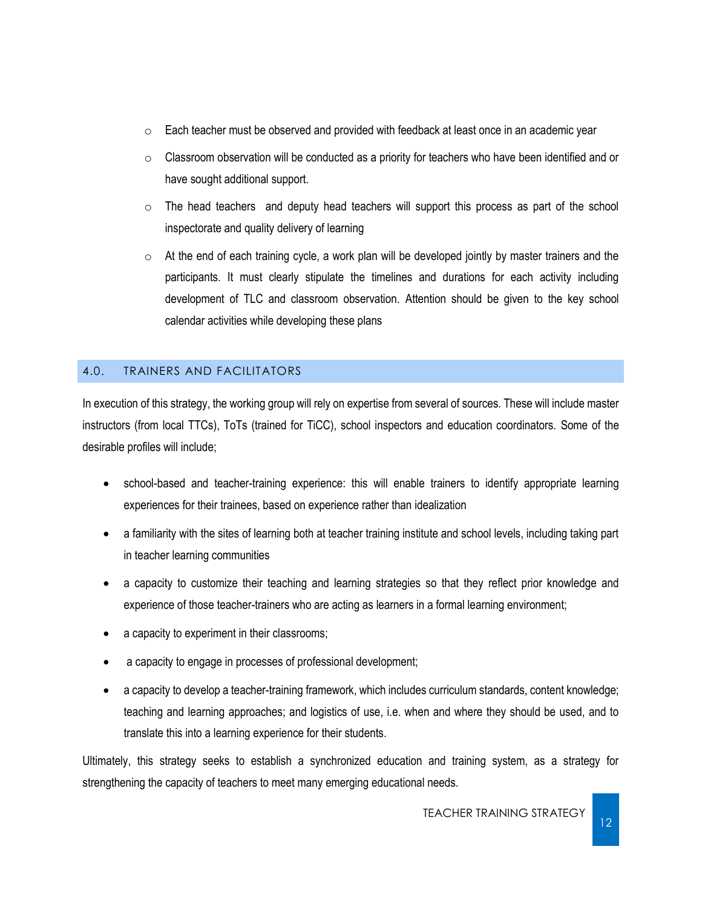- Each teacher must be observed and provided with feedback at least once in an academic year
- Classroom observation will be conducted as a priority for teachers who have been identified and or have sought additional support.
- The head teachers and deputy head teachers will support this process as part of the school inspectorate and quality delivery of learning
- At the end of each training cycle, a work plan will be developed jointly by master trainers and the participants. It must clearly stipulate the timelines and durations for each activity including development of TLC and classroom observation. Attention should be given to the key school calendar activities while developing these plans

## 4.0. TRAINERS AND FACILITATORS

In execution of this strategy, the working group will rely on expertise from several of sources. These will include master instructors (from local TTCs), ToTs (trained for TiCC), school inspectors and education coordinators. Some of the desirable profiles will include;

- school-based and teacher-training experience: this will enable trainers to identify appropriate learning experiences for their trainees, based on experience rather than idealization
- a familiarity with the sites of learning both at teacher training institute and school levels, including taking part in teacher learning communities
- a capacity to customize their teaching and learning strategies so that they reflect prior knowledge and experience of those teacher-trainers who are acting as learners in a formal learning environment;
- a capacity to experiment in their classrooms;
- a capacity to engage in processes of professional development;
- a capacity to develop a teacher-training framework, which includes curriculum standards, content knowledge; teaching and learning approaches; and logistics of use, i.e. when and where they should be used, and to translate this into a learning experience for their students.

Ultimately, this strategy seeks to establish a synchronized education and training system, as a strategy for strengthening the capacity of teachers to meet many emerging educational needs.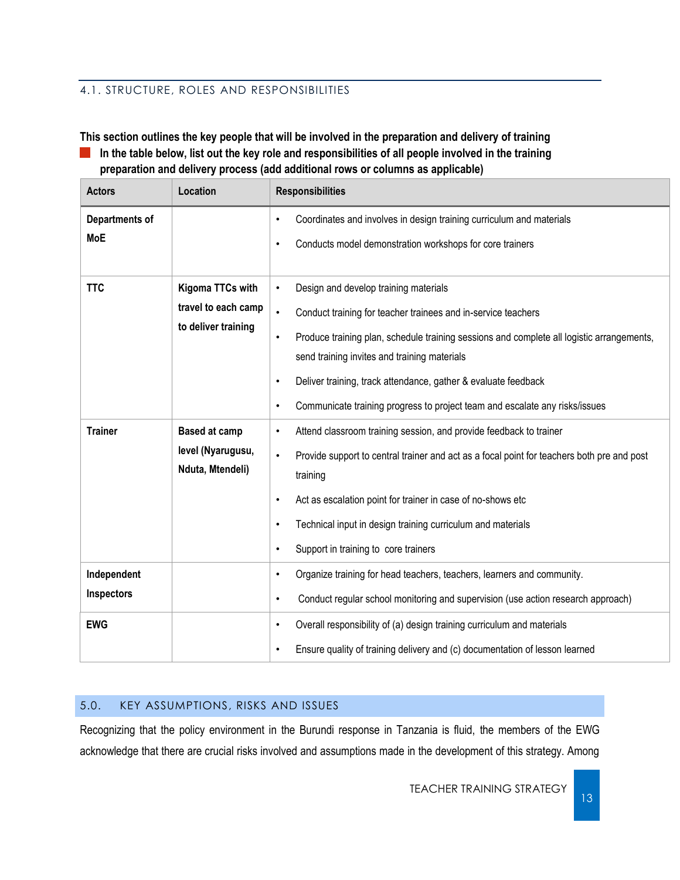### 4.1. STRUCTURE, ROLES AND RESPONSIBILITIES

**This section outlines the key people that will be involved in the preparation and delivery of training**

- **In the table below, list out the key role and responsibilities of all people involved in the training preparation and delivery process (add additional rows or columns as applicable)**

| Actors | Location | Responsibilities |
|---|---|---|
| **Departments of MoE** | | • Coordinates and involves in design training curriculum and materials<br>• Conducts model demonstration workshops for core trainers |
| **TTC** | **Kigoma TTCs with travel to each camp to deliver training** | • Design and develop training materials<br>• Conduct training for teacher trainees and in-service teachers<br>• Produce training plan, schedule training sessions and complete all logistic arrangements, send training invites and training materials<br>• Deliver training, track attendance, gather & evaluate feedback<br>• Communicate training progress to project team and escalate any risks/issues |
| **Trainer** | **Based at camp level (Nyarugusu, Nduta, Mtendeli)** | • Attend classroom training session, and provide feedback to trainer<br>• Provide support to central trainer and act as a focal point for teachers both pre and post training<br>• Act as escalation point for trainer in case of no-shows etc<br>• Technical input in design training curriculum and materials<br>• Support in training to core trainers |
| **Independent Inspectors** | | • Organize training for head teachers, teachers, learners and community.<br>• Conduct regular school monitoring and supervision (use action research approach) |
| **EWG** | | • Overall responsibility of (a) design training curriculum and materials<br>• Ensure quality of training delivery and (c) documentation of lesson learned |

## 5.0. KEY ASSUMPTIONS, RISKS AND ISSUES

Recognizing that the policy environment in the Burundi response in Tanzania is fluid, the members of the EWG acknowledge that there are crucial risks involved and assumptions made in the development of this strategy. Among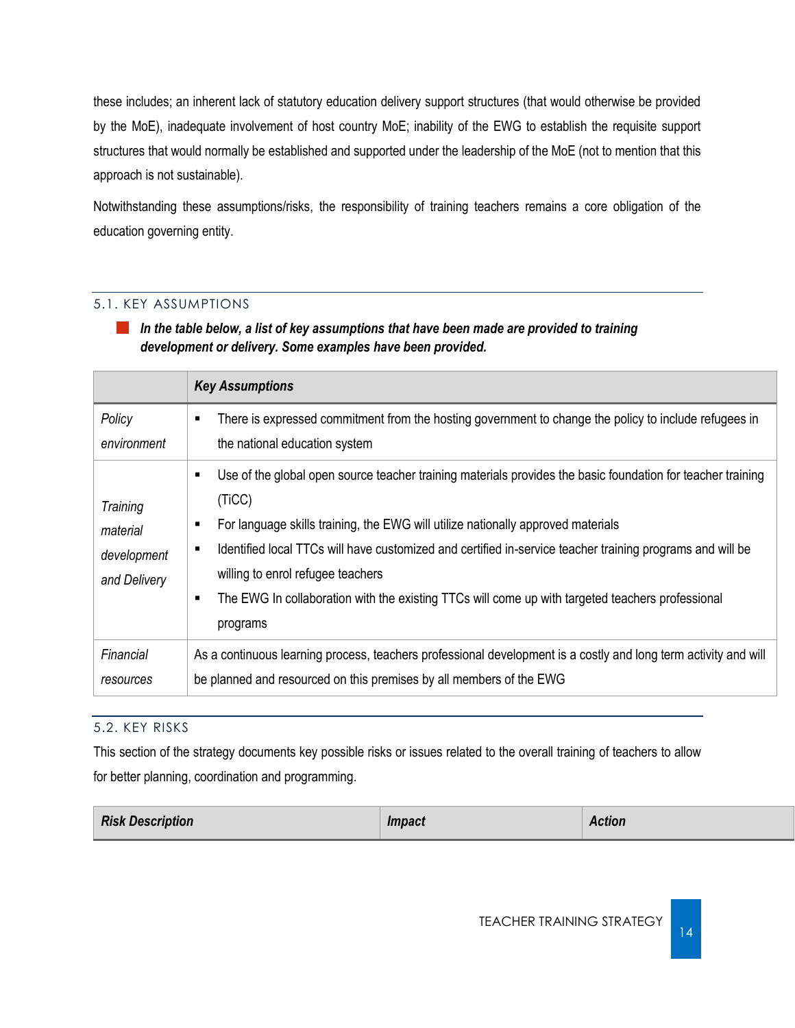these includes; an inherent lack of statutory education delivery support structures (that would otherwise be provided by the MoE), inadequate involvement of host country MoE; inability of the EWG to establish the requisite support structures that would normally be established and supported under the leadership of the MoE (not to mention that this approach is not sustainable).

Notwithstanding these assumptions/risks, the responsibility of training teachers remains a core obligation of the education governing entity.

### 5.1. KEY ASSUMPTIONS

- ***In the table below, a list of key assumptions that have been made are provided to training development or delivery. Some examples have been provided.***

| | ***Key Assumptions*** |
|---|---|
| *Policy environment* | ▪ There is expressed commitment from the hosting government to change the policy to include refugees in the national education system |
| *Training material development and Delivery* | ▪ Use of the global open source teacher training materials provides the basic foundation for teacher training (TiCC)<br>▪ For language skills training, the EWG will utilize nationally approved materials<br>▪ Identified local TTCs will have customized and certified in-service teacher training programs and will be willing to enrol refugee teachers<br>▪ The EWG In collaboration with the existing TTCs will come up with targeted teachers professional programs |
| *Financial resources* | As a continuous learning process, teachers professional development is a costly and long term activity and will be planned and resourced on this premises by all members of the EWG |

### 5.2. KEY RISKS

This section of the strategy documents key possible risks or issues related to the overall training of teachers to allow for better planning, coordination and programming.

| ***Risk Description*** | ***Impact*** | ***Action*** |
|---|---|---|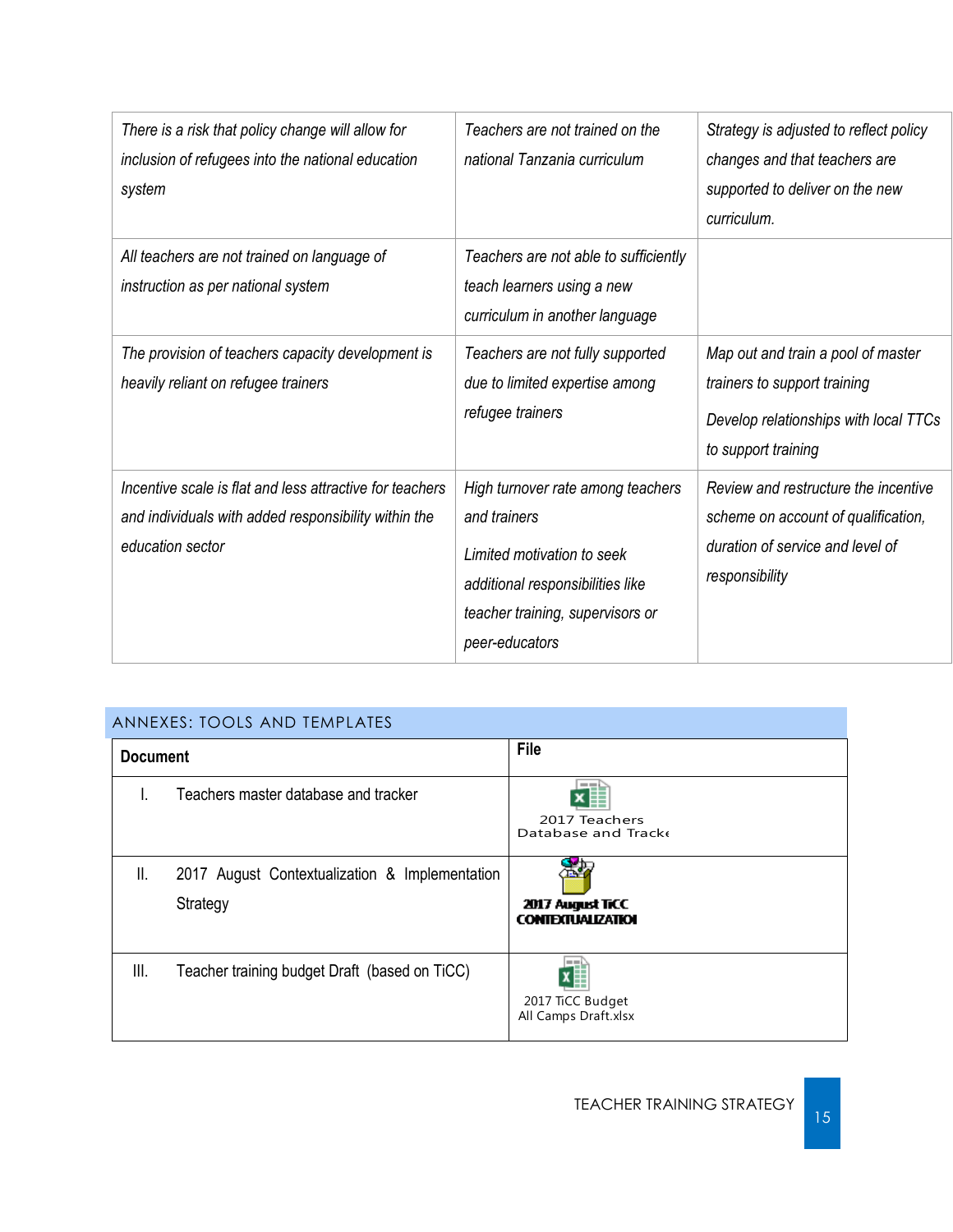| | | |
|---|---|---|
| *There is a risk that policy change will allow for inclusion of refugees into the national education system* | *Teachers are not trained on the national Tanzania curriculum* | *Strategy is adjusted to reflect policy changes and that teachers are supported to deliver on the new curriculum.* |
| *All teachers are not trained on language of instruction as per national system* | *Teachers are not able to sufficiently teach learners using a new curriculum in another language* | |
| *The provision of teachers capacity development is heavily reliant on refugee trainers* | *Teachers are not fully supported due to limited expertise among refugee trainers* | *Map out and train a pool of master trainers to support training*<br><br>*Develop relationships with local TTCs to support training* |
| *Incentive scale is flat and less attractive for teachers and individuals with added responsibility within the education sector* | *High turnover rate among teachers and trainers*<br><br>*Limited motivation to seek additional responsibilities like teacher training, supervisors or peer-educators* | *Review and restructure the incentive scheme on account of qualification, duration of service and level of responsibility* |

## ANNEXES: TOOLS AND TEMPLATES

| Document | File |
|---|---|
| I. Teachers master database and tracker | 2017 Teachers Database and Tracke |
| II. 2017 August Contextualization & Implementation Strategy | 2017 August TiCC CONTEXTUALIZATIOI |
| III. Teacher training budget Draft (based on TiCC) | 2017 TiCC Budget All Camps Draft.xlsx |